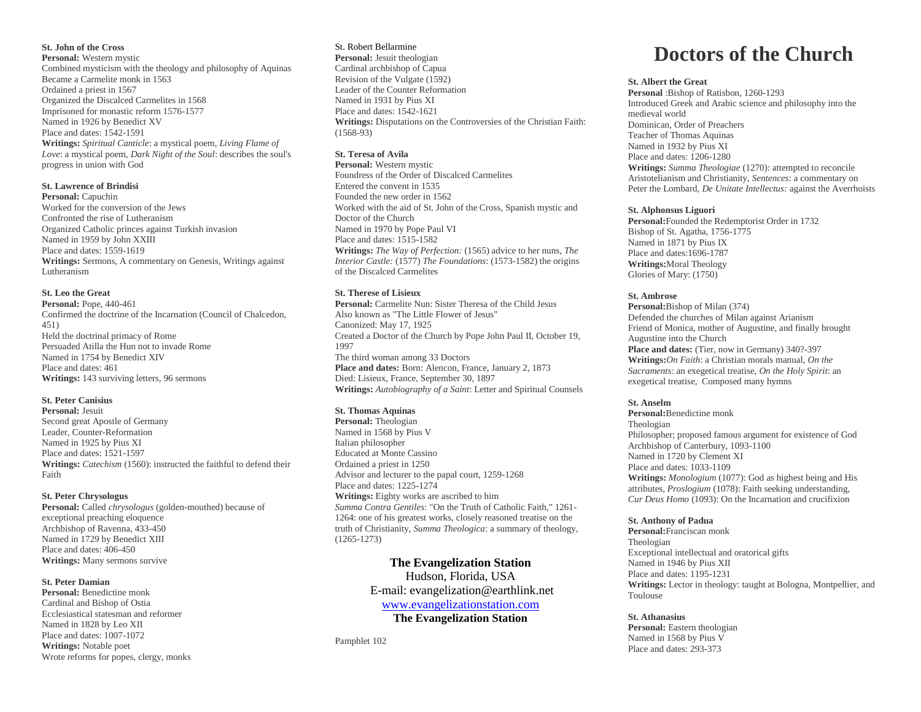**St. John of the Cross**
**Personal:** Western mystic
Combined mysticism with the theology and philosophy of Aquinas
Became a Carmelite monk in 1563
Ordained a priest in 1567
Organized the Discalced Carmelites in 1568
Imprisoned for monastic reform 1576-1577
Named in 1926 by Benedict XV
Place and dates: 1542-1591
**Writings:** *Spiritual Canticle*: a mystical poem, *Living Flame of Love*: a mystical poem, *Dark Night of the Soul*: describes the soul's progress in union with God

**St. Lawrence of Brindisi**
**Personal:** Capuchin
Worked for the conversion of the Jews
Confronted the rise of Lutheranism
Organized Catholic princes against Turkish invasion
Named in 1959 by John XXIII
Place and dates: 1559-1619
**Writings:** Sermons, A commentary on Genesis, Writings against Lutheranism

**St. Leo the Great**
**Personal:** Pope, 440-461
Confirmed the doctrine of the Incarnation (Council of Chalcedon, 451)
Held the doctrinal primacy of Rome
Persuaded Atilla the Hun not to invade Rome
Named in 1754 by Benedict XIV
Place and dates: 461
**Writings:** 143 surviving letters, 96 sermons

**St. Peter Canisius**
**Personal:** Jesuit
Second great Apostle of Germany
Leader, Counter-Reformation
Named in 1925 by Pius XI
Place and dates: 1521-1597
**Writings:** *Catechism* (1560): instructed the faithful to defend their Faith

**St. Peter Chrysologus**
**Personal:** Called *chrysologus* (golden-mouthed) because of exceptional preaching eloquence
Archbishop of Ravenna, 433-450
Named in 1729 by Benedict XIII
Place and dates: 406-450
**Writings:** Many sermons survive

**St. Peter Damian**
**Personal:** Benedictine monk
Cardinal and Bishop of Ostia
Ecclesiastical statesman and reformer
Named in 1828 by Leo XII
Place and dates: 1007-1072
**Writings:** Notable poet
Wrote reforms for popes, clergy, monks

St. Robert Bellarmine
**Personal:** Jesuit theologian
Cardinal archbishop of Capua
Revision of the Vulgate (1592)
Leader of the Counter Reformation
Named in 1931 by Pius XI
Place and dates: 1542-1621
**Writings:** Disputations on the Controversies of the Christian Faith: (1568-93)

**St. Teresa of Avila**
**Personal:** Western mystic
Foundress of the Order of Discalced Carmelites
Entered the convent in 1535
Founded the new order in 1562
Worked with the aid of St. John of the Cross, Spanish mystic and Doctor of the Church
Named in 1970 by Pope Paul VI
Place and dates: 1515-1582
**Writings:** *The Way of Perfection:* (1565) advice to her nuns, *The Interior Castle:* (1577) *The Foundations*: (1573-1582) the origins of the Discalced Carmelites

**St. Therese of Lisieux**
**Personal:** Carmelite Nun: Sister Theresa of the Child Jesus
Also known as "The Little Flower of Jesus"
Canonized: May 17, 1925
Created a Doctor of the Church by Pope John Paul II, October 19, 1997
The third woman among 33 Doctors
**Place and dates:** Born: Alencon, France, January 2, 1873
Died: Lisieux, France, September 30, 1897
**Writings:** *Autobiography of a Saint*: Letter and Spiritual Counsels

**St. Thomas Aquinas**
**Personal:** Theologian
Named in 1568 by Pius V
Italian philosopher
Educated at Monte Cassino
Ordained a priest in 1250
Advisor and lecturer to the papal court, 1259-1268
Place and dates: 1225-1274
**Writings:** Eighty works are ascribed to him
*Summa Contra Gentiles*: "On the Truth of Catholic Faith," 1261-1264: one of his greatest works, closely reasoned treatise on the truth of Christianity, *Summa Theologica*: a summary of theology, (1265-1273)

**The Evangelization Station**
Hudson, Florida, USA
E-mail: evangelization@earthlink.net
www.evangelizationstation.com
**The Evangelization Station**

Pamphlet 102

# Doctors of the Church

**St. Albert the Great**
**Personal** :Bishop of Ratisbon, 1260-1293
Introduced Greek and Arabic science and philosophy into the medieval world
Dominican, Order of Preachers
Teacher of Thomas Aquinas
Named in 1932 by Pius XI
Place and dates: 1206-1280
**Writings:** *Summa Theologiae* (1270): attempted to reconcile Aristotelianism and Christianity, *Sentences*: a commentary on Peter the Lombard, *De Unitate Intellectus:* against the Averrhoists

**St. Alphonsus Liguori**
**Personal:**Founded the Redemptorist Order in 1732
Bishop of St. Agatha, 1756-1775
Named in 1871 by Pius IX
Place and dates:1696-1787
**Writings:**Moral Theology
Glories of Mary: (1750)

**St. Ambrose**
**Personal:**Bishop of Milan (374)
Defended the churches of Milan against Arianism
Friend of Monica, mother of Augustine, and finally brought Augustine into the Church
**Place and dates:** (Tier, now in Germany) 340?-397
**Writings:***On Faith*: a Christian morals manual, *On the Sacraments*: an exegetical treatise, *On the Holy Spirit*: an exegetical treatise, Composed many hymns

**St. Anselm**
**Personal:**Benedictine monk
Theologian
Philosopher; proposed famous argument for existence of God
Archbishop of Canterbury, 1093-1100
Named in 1720 by Clement XI
Place and dates: 1033-1109
**Writings:** *Monologium* (1077): God as highest being and His attributes, *Proslogium* (1078): Faith seeking understanding, *Cur Deus Homo* (1093): On the Incarnation and crucifixion

**St. Anthony of Padua**
**Personal:**Franciscan monk
Theologian
Exceptional intellectual and oratorical gifts
Named in 1946 by Pius XII
Place and dates: 1195-1231
**Writings:** Lector in theology: taught at Bologna, Montpellier, and Toulouse

**St. Athanasius**
**Personal:** Eastern theologian
Named in 1568 by Pius V
Place and dates: 293-373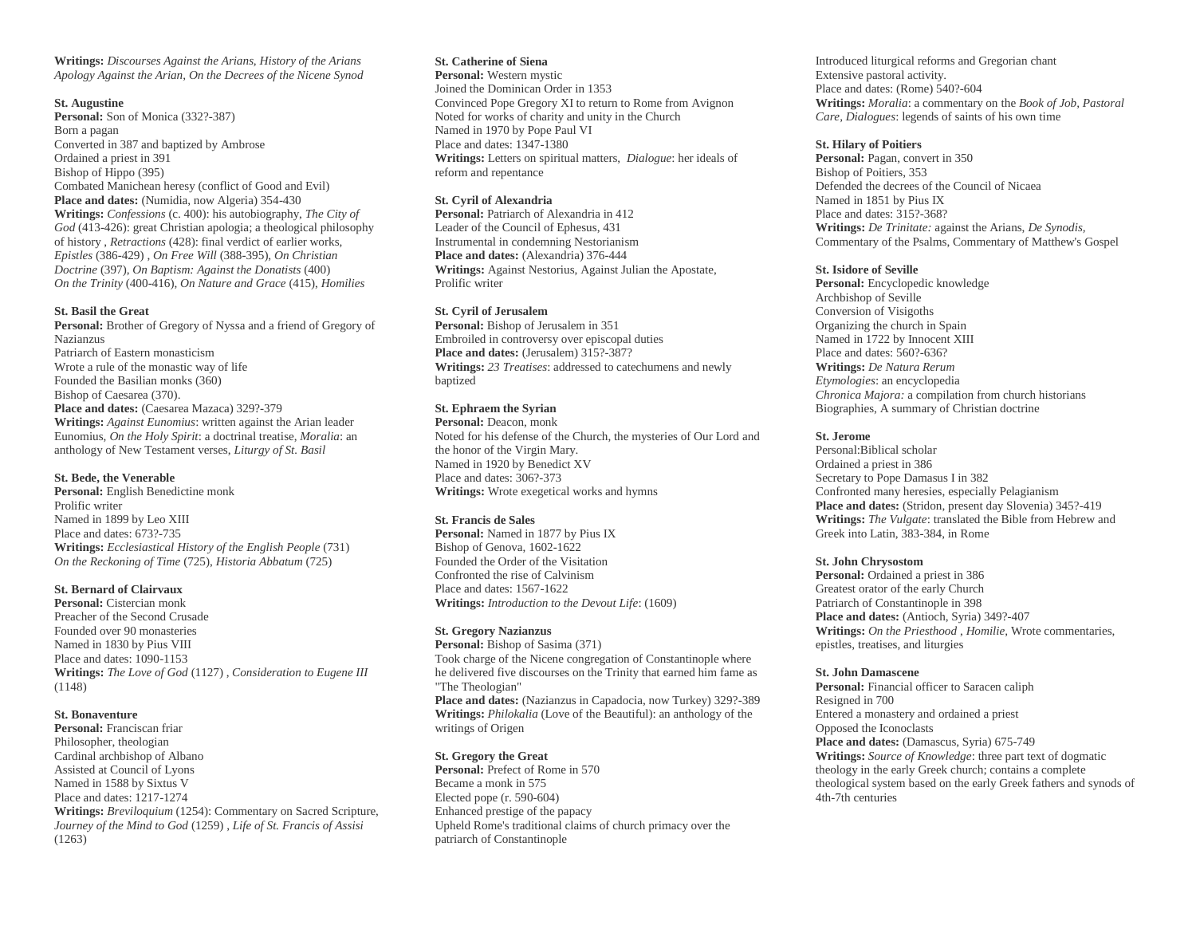**Writings:** *Discourses Against the Arians, History of the Arians Apology Against the Arian, On the Decrees of the Nicene Synod*

**St. Augustine**
**Personal:** Son of Monica (332?-387)
Born a pagan
Converted in 387 and baptized by Ambrose
Ordained a priest in 391
Bishop of Hippo (395)
Combated Manichean heresy (conflict of Good and Evil)
**Place and dates:** (Numidia, now Algeria) 354-430
**Writings:** *Confessions* (c. 400): his autobiography, *The City of God* (413-426): great Christian apologia; a theological philosophy of history , *Retractions* (428): final verdict of earlier works, *Epistles* (386-429) , *On Free Will* (388-395), *On Christian Doctrine* (397), *On Baptism: Against the Donatists* (400) *On the Trinity* (400-416), *On Nature and Grace* (415), *Homilies*

**St. Basil the Great**
**Personal:** Brother of Gregory of Nyssa and a friend of Gregory of Nazianzus
Patriarch of Eastern monasticism
Wrote a rule of the monastic way of life
Founded the Basilian monks (360)
Bishop of Caesarea (370).
**Place and dates:** (Caesarea Mazaca) 329?-379
**Writings:** *Against Eunomius*: written against the Arian leader Eunomius, *On the Holy Spirit*: a doctrinal treatise, *Moralia*: an anthology of New Testament verses, *Liturgy of St. Basil*

**St. Bede, the Venerable**
**Personal:** English Benedictine monk
Prolific writer
Named in 1899 by Leo XIII
Place and dates: 673?-735
**Writings:** *Ecclesiastical History of the English People* (731) *On the Reckoning of Time* (725), *Historia Abbatum* (725)

**St. Bernard of Clairvaux**
**Personal:** Cistercian monk
Preacher of the Second Crusade
Founded over 90 monasteries
Named in 1830 by Pius VIII
Place and dates: 1090-1153
**Writings:** *The Love of God* (1127) , *Consideration to Eugene III* (1148)

**St. Bonaventure**
**Personal:** Franciscan friar
Philosopher, theologian
Cardinal archbishop of Albano
Assisted at Council of Lyons
Named in 1588 by Sixtus V
Place and dates: 1217-1274
**Writings:** *Breviloquium* (1254): Commentary on Sacred Scripture, *Journey of the Mind to God* (1259) , *Life of St. Francis of Assisi* (1263)

**St. Catherine of Siena**
**Personal:** Western mystic
Joined the Dominican Order in 1353
Convinced Pope Gregory XI to return to Rome from Avignon
Noted for works of charity and unity in the Church
Named in 1970 by Pope Paul VI
Place and dates: 1347-1380
**Writings:** Letters on spiritual matters, *Dialogue*: her ideals of reform and repentance

**St. Cyril of Alexandria**
**Personal:** Patriarch of Alexandria in 412
Leader of the Council of Ephesus, 431
Instrumental in condemning Nestorianism
**Place and dates:** (Alexandria) 376-444
**Writings:** Against Nestorius, Against Julian the Apostate, Prolific writer

**St. Cyril of Jerusalem**
**Personal:** Bishop of Jerusalem in 351
Embroiled in controversy over episcopal duties
**Place and dates:** (Jerusalem) 315?-387?
**Writings:** *23 Treatises*: addressed to catechumens and newly baptized

**St. Ephraem the Syrian**
**Personal:** Deacon, monk
Noted for his defense of the Church, the mysteries of Our Lord and the honor of the Virgin Mary.
Named in 1920 by Benedict XV
Place and dates: 306?-373
**Writings:** Wrote exegetical works and hymns

**St. Francis de Sales**
**Personal:** Named in 1877 by Pius IX
Bishop of Genova, 1602-1622
Founded the Order of the Visitation
Confronted the rise of Calvinism
Place and dates: 1567-1622
**Writings:** *Introduction to the Devout Life*: (1609)

**St. Gregory Nazianzus**
**Personal:** Bishop of Sasima (371)
Took charge of the Nicene congregation of Constantinople where he delivered five discourses on the Trinity that earned him fame as "The Theologian"
**Place and dates:** (Nazianzus in Capadocia, now Turkey) 329?-389
**Writings:** *Philokalia* (Love of the Beautiful): an anthology of the writings of Origen

**St. Gregory the Great**
**Personal:** Prefect of Rome in 570
Became a monk in 575
Elected pope (r. 590-604)
Enhanced prestige of the papacy
Upheld Rome's traditional claims of church primacy over the patriarch of Constantinople
Introduced liturgical reforms and Gregorian chant
Extensive pastoral activity.
Place and dates: (Rome) 540?-604
**Writings:** *Moralia*: a commentary on the *Book of Job, Pastoral Care, Dialogues*: legends of saints of his own time

**St. Hilary of Poitiers**
**Personal:** Pagan, convert in 350
Bishop of Poitiers, 353
Defended the decrees of the Council of Nicaea
Named in 1851 by Pius IX
Place and dates: 315?-368?
**Writings:** *De Trinitate:* against the Arians, *De Synodis,* Commentary of the Psalms, Commentary of Matthew's Gospel

**St. Isidore of Seville**
**Personal:** Encyclopedic knowledge
Archbishop of Seville
Conversion of Visigoths
Organizing the church in Spain
Named in 1722 by Innocent XIII
Place and dates: 560?-636?
**Writings:** *De Natura Rerum*
*Etymologies*: an encyclopedia
*Chronica Majora:* a compilation from church historians
Biographies, A summary of Christian doctrine

**St. Jerome**
Personal:Biblical scholar
Ordained a priest in 386
Secretary to Pope Damasus I in 382
Confronted many heresies, especially Pelagianism
**Place and dates:** (Stridon, present day Slovenia) 345?-419
**Writings:** *The Vulgate*: translated the Bible from Hebrew and Greek into Latin, 383-384, in Rome

**St. John Chrysostom**
**Personal:** Ordained a priest in 386
Greatest orator of the early Church
Patriarch of Constantinople in 398
**Place and dates:** (Antioch, Syria) 349?-407
**Writings:** *On the Priesthood* , *Homilie*, Wrote commentaries, epistles, treatises, and liturgies

**St. John Damascene**
**Personal:** Financial officer to Saracen caliph
Resigned in 700
Entered a monastery and ordained a priest
Opposed the Iconoclasts
**Place and dates:** (Damascus, Syria) 675-749
**Writings:** *Source of Knowledge*: three part text of dogmatic theology in the early Greek church; contains a complete theological system based on the early Greek fathers and synods of 4th-7th centuries